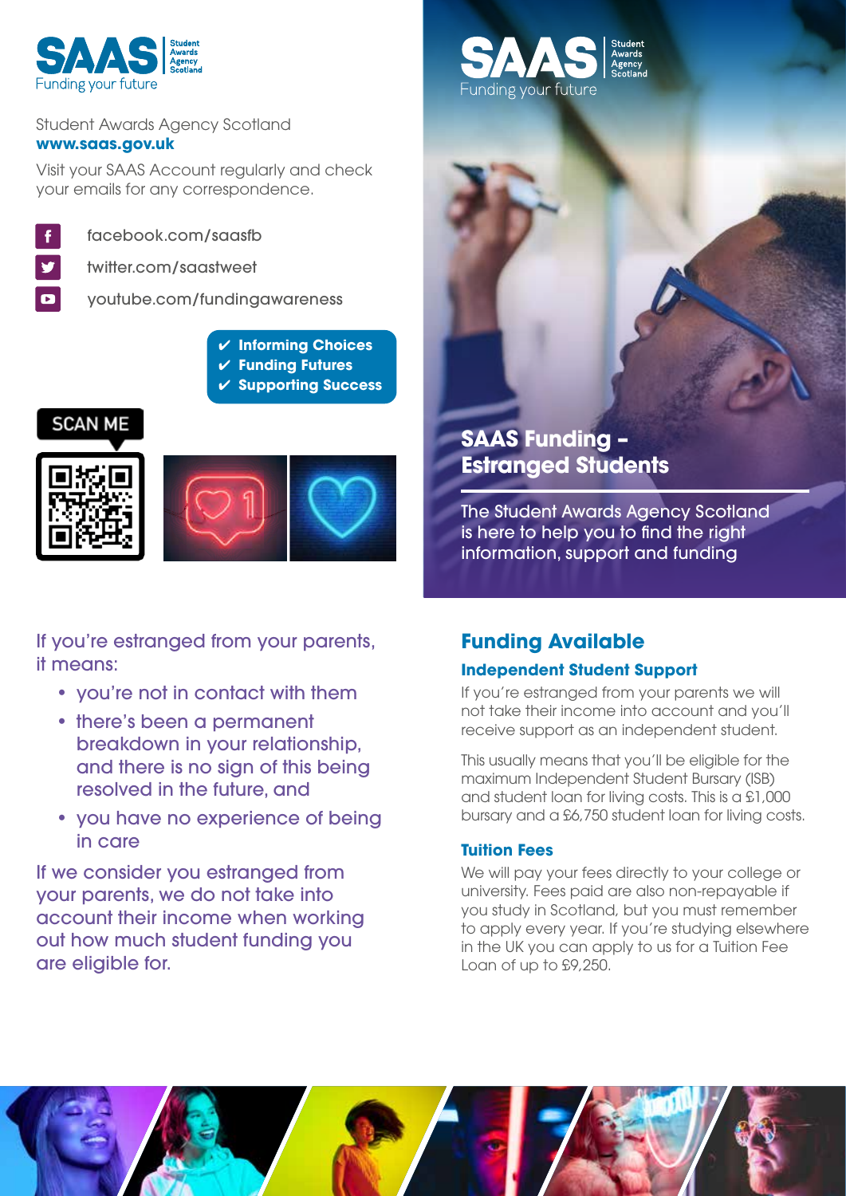# SAAS Funding – Estranged Students

The Student Awards Agency Scotland is here to help you to find the right information, support and funding

If you're estranged from your parents, it means:

- you're not in contact with them
- there's been a permanent breakdown in your relationship, and there is no sign of this being resolved in the future, and
- you have no experience of being in care

If we consider you estranged from your parents, we do not take into account their income when working out how much student funding you are eligible for.

## Funding Available

### Independent Student Support

If you're estranged from your parents we will not take their income into account and you'll receive support as an independent student.

This usually means that you'll be eligible for the maximum Independent Student Bursary (ISB) and student loan for living costs. This is a £1,000 bursary and a £6,750 student loan for living costs.

### Tuition Fees

We will pay your fees directly to your college or university. Fees paid are also non-repayable if you study in Scotland, but you must remember to apply every year. If you're studying elsewhere in the UK you can apply to us for a Tuition Fee Loan of up to £9,250.

---

SAAS Student Awards Agency Scotland – Funding your future

Student Awards Agency Scotland
**www.saas.gov.uk**

Visit your SAAS Account regularly and check your emails for any correspondence.

- facebook.com/saasfb
- twitter.com/saastweet
- youtube.com/fundingawareness

✔ **Informing Choices**
✔ **Funding Futures**
✔ **Supporting Success**

SCAN ME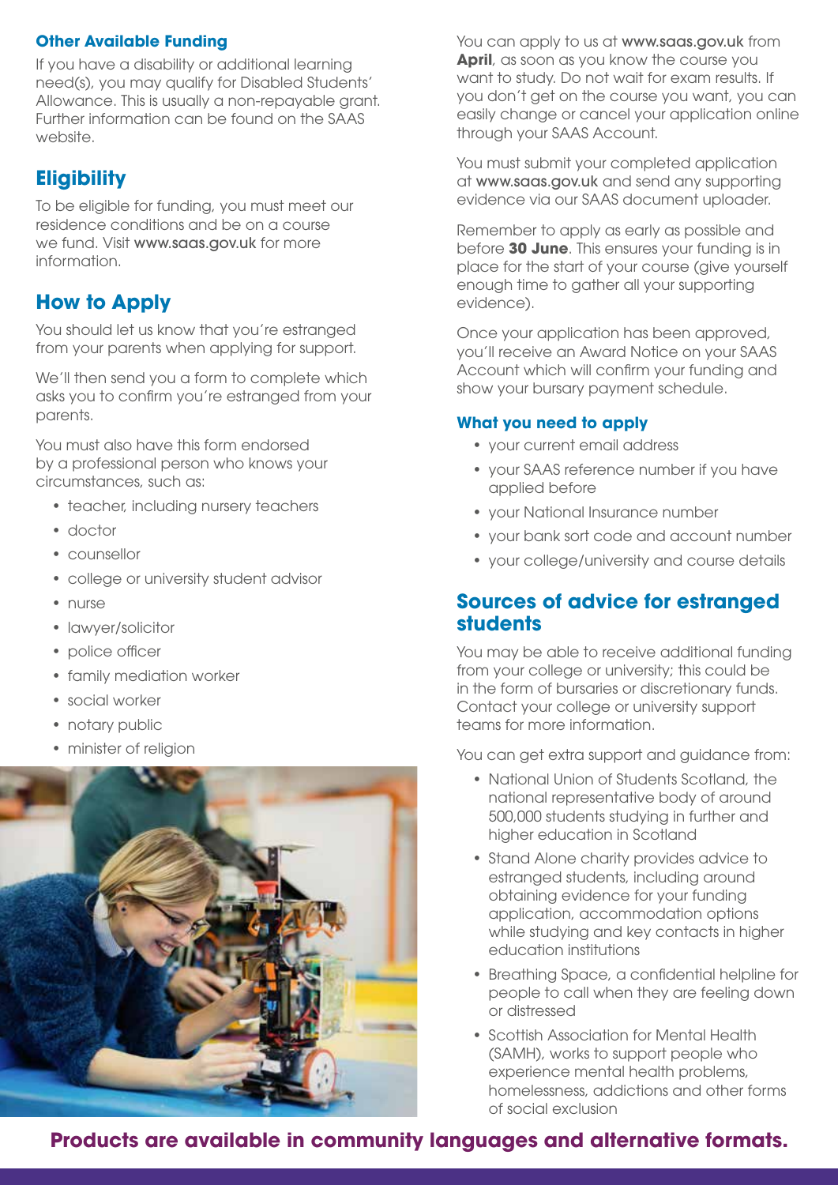### Other Available Funding

If you have a disability or additional learning need(s), you may qualify for Disabled Students' Allowance. This is usually a non-repayable grant. Further information can be found on the SAAS website.

## Eligibility

To be eligible for funding, you must meet our residence conditions and be on a course we fund. Visit www.saas.gov.uk for more information.

## How to Apply

You should let us know that you're estranged from your parents when applying for support.

We'll then send you a form to complete which asks you to confirm you're estranged from your parents.

You must also have this form endorsed by a professional person who knows your circumstances, such as:

- teacher, including nursery teachers
- doctor
- counsellor
- college or university student advisor
- nurse
- lawyer/solicitor
- police officer
- family mediation worker
- social worker
- notary public
- minister of religion

You can apply to us at www.saas.gov.uk from **April**, as soon as you know the course you want to study. Do not wait for exam results. If you don't get on the course you want, you can easily change or cancel your application online through your SAAS Account.

You must submit your completed application at www.saas.gov.uk and send any supporting evidence via our SAAS document uploader.

Remember to apply as early as possible and before **30 June**. This ensures your funding is in place for the start of your course (give yourself enough time to gather all your supporting evidence).

Once your application has been approved, you'll receive an Award Notice on your SAAS Account which will confirm your funding and show your bursary payment schedule.

### What you need to apply

- your current email address
- your SAAS reference number if you have applied before
- your National Insurance number
- your bank sort code and account number
- your college/university and course details

## Sources of advice for estranged students

You may be able to receive additional funding from your college or university; this could be in the form of bursaries or discretionary funds. Contact your college or university support teams for more information.

You can get extra support and guidance from:

- National Union of Students Scotland, the national representative body of around 500,000 students studying in further and higher education in Scotland
- Stand Alone charity provides advice to estranged students, including around obtaining evidence for your funding application, accommodation options while studying and key contacts in higher education institutions
- Breathing Space, a confidential helpline for people to call when they are feeling down or distressed
- Scottish Association for Mental Health (SAMH), works to support people who experience mental health problems, homelessness, addictions and other forms of social exclusion

**Products are available in community languages and alternative formats.**